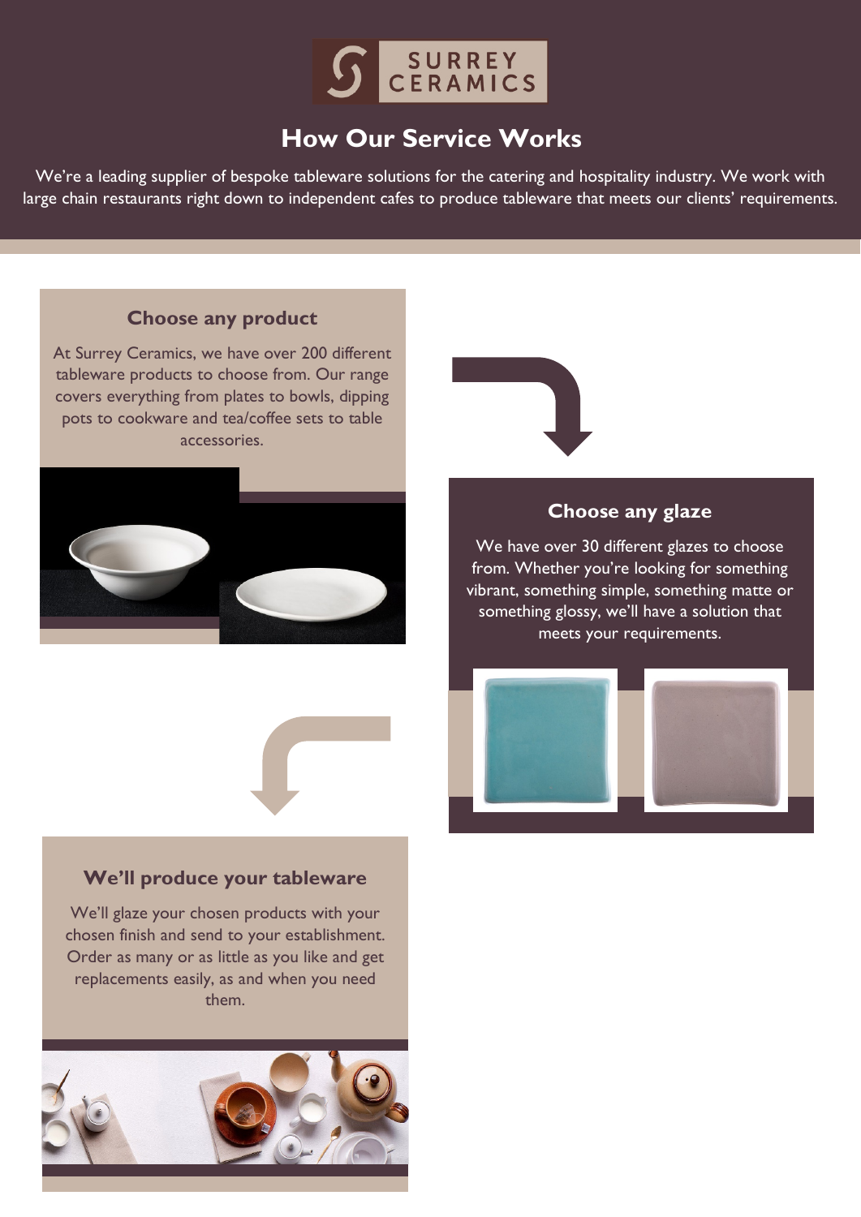SURREY CERAMICS

# How Our Service Works

We're a leading supplier of bespoke tableware solutions for the catering and hospitality industry. We work with large chain restaurants right down to independent cafes to produce tableware that meets our clients' requirements.

## Choose any product

At Surrey Ceramics, we have over 200 different tableware products to choose from. Our range covers everything from plates to bowls, dipping pots to cookware and tea/coffee sets to table accessories.

## Choose any glaze

We have over 30 different glazes to choose from. Whether you're looking for something vibrant, something simple, something matte or something glossy, we'll have a solution that meets your requirements.

## We'll produce your tableware

We'll glaze your chosen products with your chosen finish and send to your establishment. Order as many or as little as you like and get replacements easily, as and when you need them.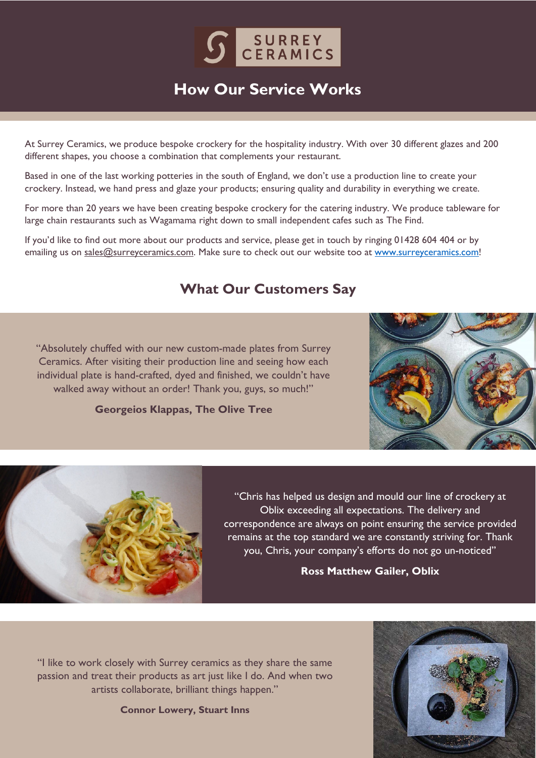SURREY CERAMICS

# How Our Service Works

At Surrey Ceramics, we produce bespoke crockery for the hospitality industry. With over 30 different glazes and 200 different shapes, you choose a combination that complements your restaurant.

Based in one of the last working potteries in the south of England, we don't use a production line to create your crockery. Instead, we hand press and glaze your products; ensuring quality and durability in everything we create.

For more than 20 years we have been creating bespoke crockery for the catering industry. We produce tableware for large chain restaurants such as Wagamama right down to small independent cafes such as The Find.

If you'd like to find out more about our products and service, please get in touch by ringing 01428 604 404 or by emailing us on sales@surreyceramics.com. Make sure to check out our website too at www.surreyceramics.com!

## What Our Customers Say

"Absolutely chuffed with our new custom-made plates from Surrey Ceramics. After visiting their production line and seeing how each individual plate is hand-crafted, dyed and finished, we couldn't have walked away without an order! Thank you, guys, so much!"

**Georgeios Klappas, The Olive Tree**

"Chris has helped us design and mould our line of crockery at Oblix exceeding all expectations. The delivery and correspondence are always on point ensuring the service provided remains at the top standard we are constantly striving for. Thank you, Chris, your company's efforts do not go un-noticed"

**Ross Matthew Gailer, Oblix**

"I like to work closely with Surrey ceramics as they share the same passion and treat their products as art just like I do. And when two artists collaborate, brilliant things happen."

**Connor Lowery, Stuart Inns**